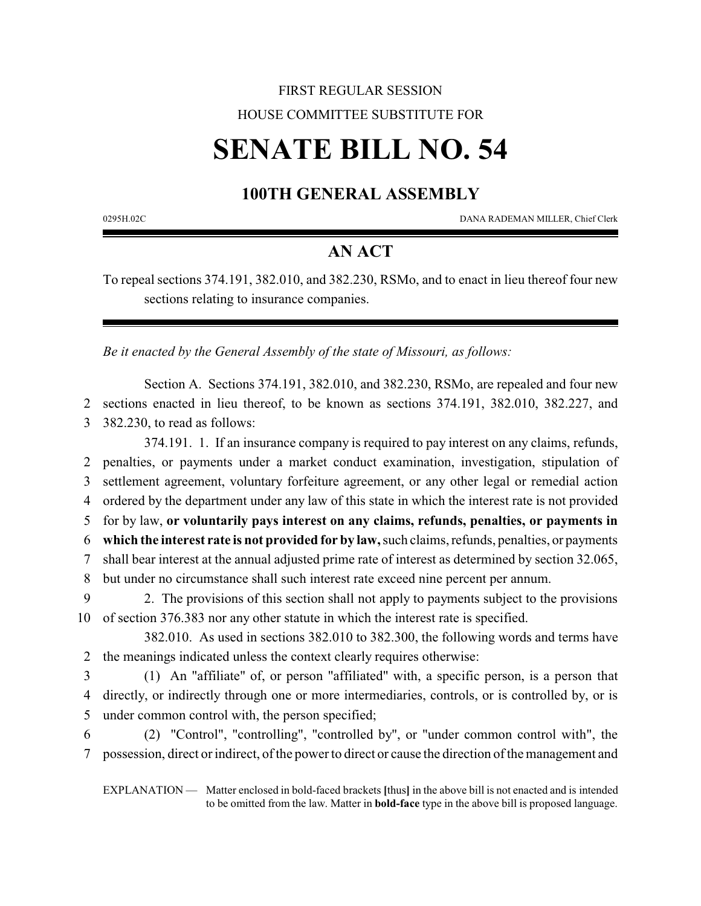FIRST REGULAR SESSION

HOUSE COMMITTEE SUBSTITUTE FOR

# SENATE BILL NO. 54

## 100TH GENERAL ASSEMBLY

0295H.02C DANA RADEMAN MILLER, Chief Clerk

## AN ACT

To repeal sections 374.191, 382.010, and 382.230, RSMo, and to enact in lieu thereof four new sections relating to insurance companies.

*Be it enacted by the General Assembly of the state of Missouri, as follows:*

Section A. Sections 374.191, 382.010, and 382.230, RSMo, are repealed and four new sections enacted in lieu thereof, to be known as sections 374.191, 382.010, 382.227, and 382.230, to read as follows:

374.191. 1. If an insurance company is required to pay interest on any claims, refunds, penalties, or payments under a market conduct examination, investigation, stipulation of settlement agreement, voluntary forfeiture agreement, or any other legal or remedial action ordered by the department under any law of this state in which the interest rate is not provided for by law, **or voluntarily pays interest on any claims, refunds, penalties, or payments in which the interest rate is not provided for by law,** such claims, refunds, penalties, or payments shall bear interest at the annual adjusted prime rate of interest as determined by section 32.065, but under no circumstance shall such interest rate exceed nine percent per annum.

2. The provisions of this section shall not apply to payments subject to the provisions of section 376.383 nor any other statute in which the interest rate is specified.

382.010. As used in sections 382.010 to 382.300, the following words and terms have the meanings indicated unless the context clearly requires otherwise:

(1) An "affiliate" of, or person "affiliated" with, a specific person, is a person that directly, or indirectly through one or more intermediaries, controls, or is controlled by, or is under common control with, the person specified;

(2) "Control", "controlling", "controlled by", or "under common control with", the possession, direct or indirect, of the power to direct or cause the direction of the management and

EXPLANATION — Matter enclosed in bold-faced brackets **[**thus**]** in the above bill is not enacted and is intended to be omitted from the law. Matter in **bold-face** type in the above bill is proposed language.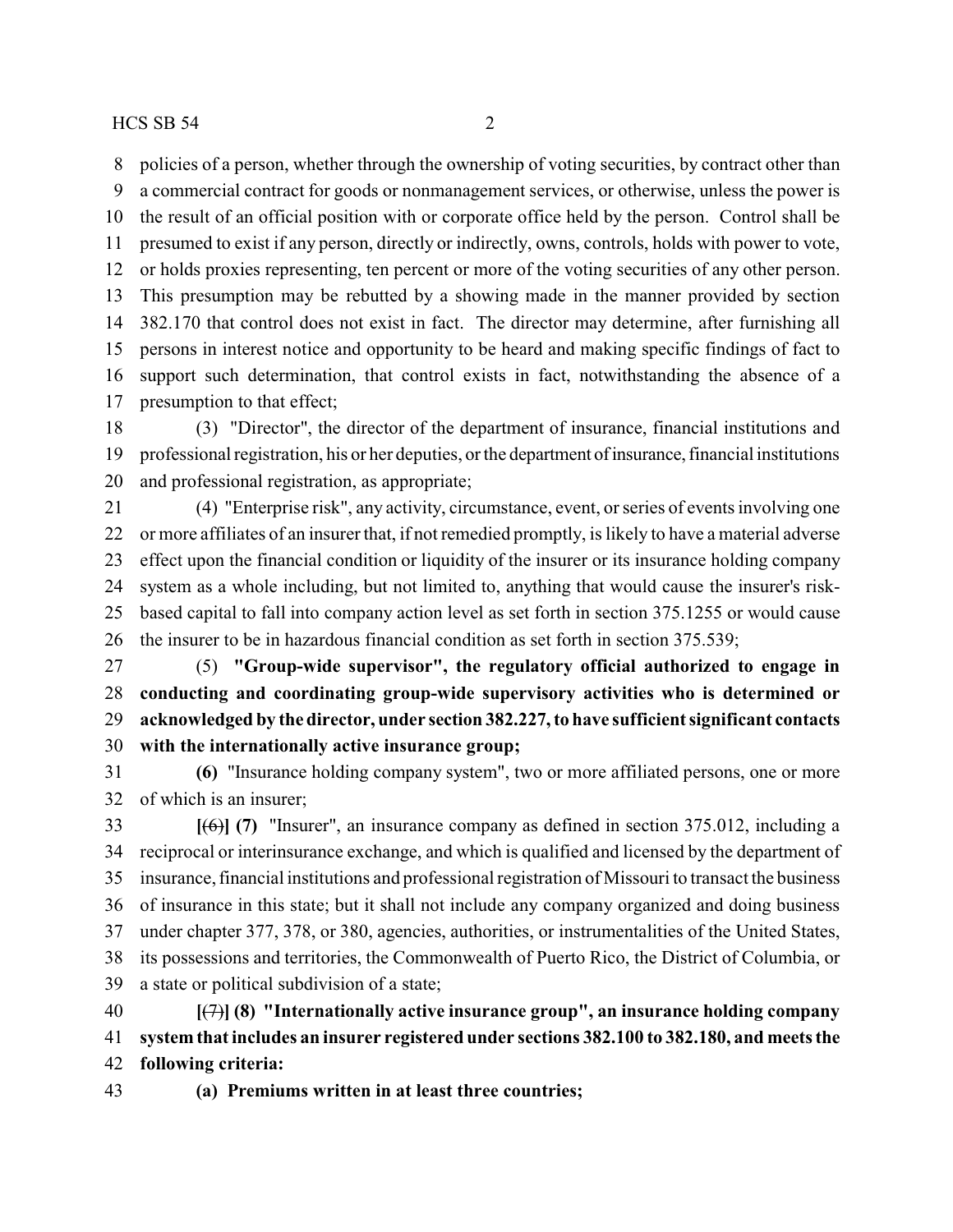policies of a person, whether through the ownership of voting securities, by contract other than a commercial contract for goods or nonmanagement services, or otherwise, unless the power is the result of an official position with or corporate office held by the person. Control shall be presumed to exist if any person, directly or indirectly, owns, controls, holds with power to vote, or holds proxies representing, ten percent or more of the voting securities of any other person. This presumption may be rebutted by a showing made in the manner provided by section 382.170 that control does not exist in fact. The director may determine, after furnishing all persons in interest notice and opportunity to be heard and making specific findings of fact to support such determination, that control exists in fact, notwithstanding the absence of a presumption to that effect;

(3) "Director", the director of the department of insurance, financial institutions and professional registration, his or her deputies, or the department of insurance, financial institutions and professional registration, as appropriate;

(4) "Enterprise risk", any activity, circumstance, event, or series of events involving one or more affiliates of an insurer that, if not remedied promptly, is likely to have a material adverse effect upon the financial condition or liquidity of the insurer or its insurance holding company system as a whole including, but not limited to, anything that would cause the insurer's risk-based capital to fall into company action level as set forth in section 375.1255 or would cause the insurer to be in hazardous financial condition as set forth in section 375.539;

(5) **"Group-wide supervisor", the regulatory official authorized to engage in conducting and coordinating group-wide supervisory activities who is determined or acknowledged by the director, under section 382.227, to have sufficient significant contacts with the internationally active insurance group;**

**(6)** "Insurance holding company system", two or more affiliated persons, one or more of which is an insurer;

**[**~~(6)~~**] (7)** "Insurer", an insurance company as defined in section 375.012, including a reciprocal or interinsurance exchange, and which is qualified and licensed by the department of insurance, financial institutions and professional registration of Missouri to transact the business of insurance in this state; but it shall not include any company organized and doing business under chapter 377, 378, or 380, agencies, authorities, or instrumentalities of the United States, its possessions and territories, the Commonwealth of Puerto Rico, the District of Columbia, or a state or political subdivision of a state;

**[**~~(7)~~**] (8) "Internationally active insurance group", an insurance holding company system that includes an insurer registered under sections 382.100 to 382.180, and meets the following criteria:**

**(a) Premiums written in at least three countries;**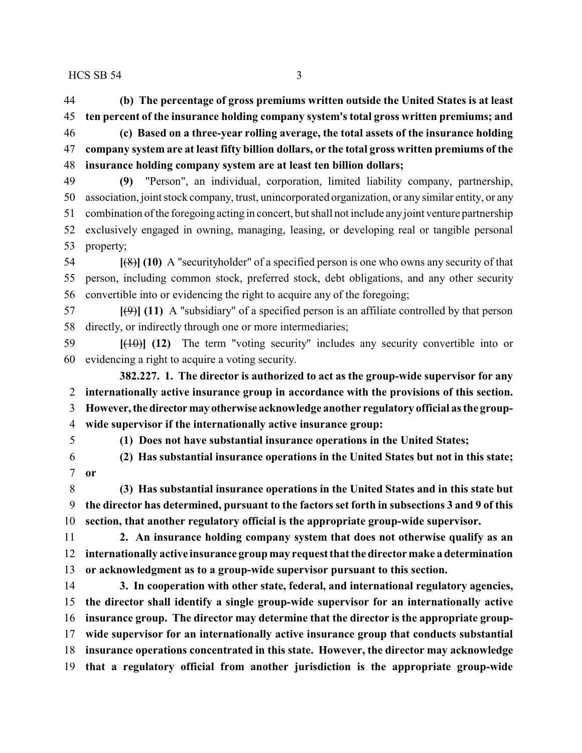**(b) The percentage of gross premiums written outside the United States is at least ten percent of the insurance holding company system's total gross written premiums; and**

**(c) Based on a three-year rolling average, the total assets of the insurance holding company system are at least fifty billion dollars, or the total gross written premiums of the insurance holding company system are at least ten billion dollars;**

**(9)** "Person", an individual, corporation, limited liability company, partnership, association, joint stock company, trust, unincorporated organization, or any similar entity, or any combination of the foregoing acting in concert, but shall not include any joint venture partnership exclusively engaged in owning, managing, leasing, or developing real or tangible personal property;

**[**~~(8)~~**] (10)** A "securityholder" of a specified person is one who owns any security of that person, including common stock, preferred stock, debt obligations, and any other security convertible into or evidencing the right to acquire any of the foregoing;

**[**~~(9)~~**] (11)** A "subsidiary" of a specified person is an affiliate controlled by that person directly, or indirectly through one or more intermediaries;

**[**~~(10)~~**] (12)** The term "voting security" includes any security convertible into or evidencing a right to acquire a voting security.

**382.227. 1. The director is authorized to act as the group-wide supervisor for any internationally active insurance group in accordance with the provisions of this section. However, the director may otherwise acknowledge another regulatory official as the group-wide supervisor if the internationally active insurance group:**

**(1) Does not have substantial insurance operations in the United States;**

**(2) Has substantial insurance operations in the United States but not in this state; or**

**(3) Has substantial insurance operations in the United States and in this state but the director has determined, pursuant to the factors set forth in subsections 3 and 9 of this section, that another regulatory official is the appropriate group-wide supervisor.**

**2. An insurance holding company system that does not otherwise qualify as an internationally active insurance group may request that the director make a determination or acknowledgment as to a group-wide supervisor pursuant to this section.**

**3. In cooperation with other state, federal, and international regulatory agencies, the director shall identify a single group-wide supervisor for an internationally active insurance group. The director may determine that the director is the appropriate group-wide supervisor for an internationally active insurance group that conducts substantial insurance operations concentrated in this state. However, the director may acknowledge that a regulatory official from another jurisdiction is the appropriate group-wide**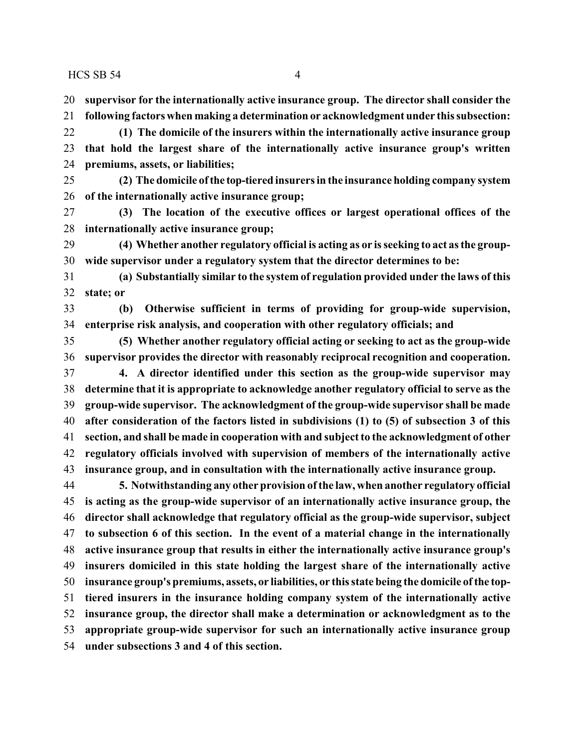**supervisor for the internationally active insurance group. The director shall consider the following factors when making a determination or acknowledgment under this subsection:**

**(1) The domicile of the insurers within the internationally active insurance group that hold the largest share of the internationally active insurance group's written premiums, assets, or liabilities;**

**(2) The domicile of the top-tiered insurers in the insurance holding company system of the internationally active insurance group;**

**(3) The location of the executive offices or largest operational offices of the internationally active insurance group;**

**(4) Whether another regulatory official is acting as or is seeking to act as the group-wide supervisor under a regulatory system that the director determines to be:**

**(a) Substantially similar to the system of regulation provided under the laws of this state; or**

**(b) Otherwise sufficient in terms of providing for group-wide supervision, enterprise risk analysis, and cooperation with other regulatory officials; and**

**(5) Whether another regulatory official acting or seeking to act as the group-wide supervisor provides the director with reasonably reciprocal recognition and cooperation.**

**4. A director identified under this section as the group-wide supervisor may determine that it is appropriate to acknowledge another regulatory official to serve as the group-wide supervisor. The acknowledgment of the group-wide supervisor shall be made after consideration of the factors listed in subdivisions (1) to (5) of subsection 3 of this section, and shall be made in cooperation with and subject to the acknowledgment of other regulatory officials involved with supervision of members of the internationally active insurance group, and in consultation with the internationally active insurance group.**

**5. Notwithstanding any other provision of the law, when another regulatory official is acting as the group-wide supervisor of an internationally active insurance group, the director shall acknowledge that regulatory official as the group-wide supervisor, subject to subsection 6 of this section. In the event of a material change in the internationally active insurance group that results in either the internationally active insurance group's insurers domiciled in this state holding the largest share of the internationally active insurance group's premiums, assets, or liabilities, or this state being the domicile of the top-tiered insurers in the insurance holding company system of the internationally active insurance group, the director shall make a determination or acknowledgment as to the appropriate group-wide supervisor for such an internationally active insurance group under subsections 3 and 4 of this section.**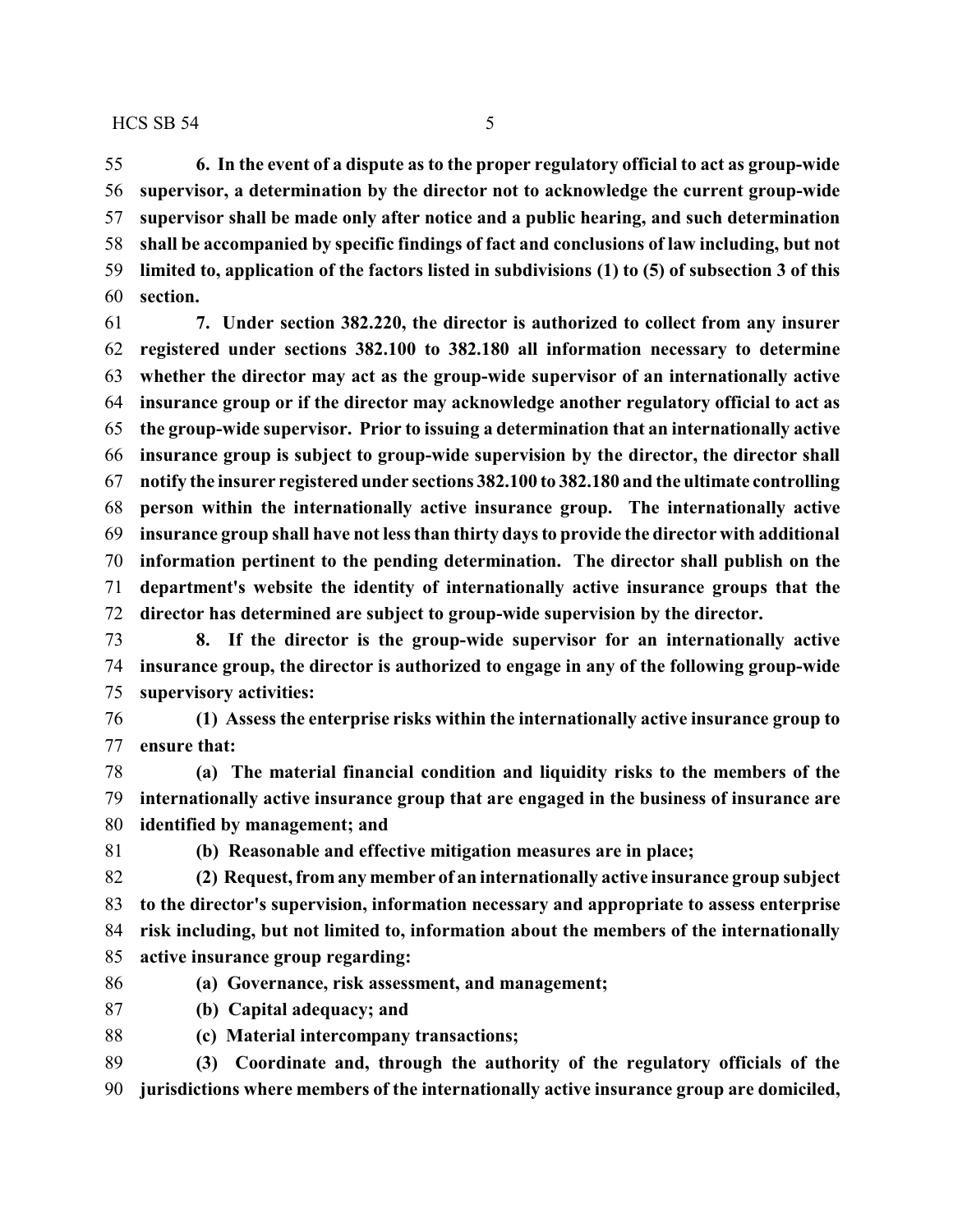**6. In the event of a dispute as to the proper regulatory official to act as group-wide supervisor, a determination by the director not to acknowledge the current group-wide supervisor shall be made only after notice and a public hearing, and such determination shall be accompanied by specific findings of fact and conclusions of law including, but not limited to, application of the factors listed in subdivisions (1) to (5) of subsection 3 of this section.**

**7. Under section 382.220, the director is authorized to collect from any insurer registered under sections 382.100 to 382.180 all information necessary to determine whether the director may act as the group-wide supervisor of an internationally active insurance group or if the director may acknowledge another regulatory official to act as the group-wide supervisor. Prior to issuing a determination that an internationally active insurance group is subject to group-wide supervision by the director, the director shall notify the insurer registered under sections 382.100 to 382.180 and the ultimate controlling person within the internationally active insurance group. The internationally active insurance group shall have not less than thirty days to provide the director with additional information pertinent to the pending determination. The director shall publish on the department's website the identity of internationally active insurance groups that the director has determined are subject to group-wide supervision by the director.**

**8. If the director is the group-wide supervisor for an internationally active insurance group, the director is authorized to engage in any of the following group-wide supervisory activities:**

**(1) Assess the enterprise risks within the internationally active insurance group to ensure that:**

**(a) The material financial condition and liquidity risks to the members of the internationally active insurance group that are engaged in the business of insurance are identified by management; and**

**(b) Reasonable and effective mitigation measures are in place;**

**(2) Request, from any member of an internationally active insurance group subject to the director's supervision, information necessary and appropriate to assess enterprise risk including, but not limited to, information about the members of the internationally active insurance group regarding:**

**(a) Governance, risk assessment, and management;**

**(b) Capital adequacy; and**

**(c) Material intercompany transactions;**

**(3) Coordinate and, through the authority of the regulatory officials of the jurisdictions where members of the internationally active insurance group are domiciled,**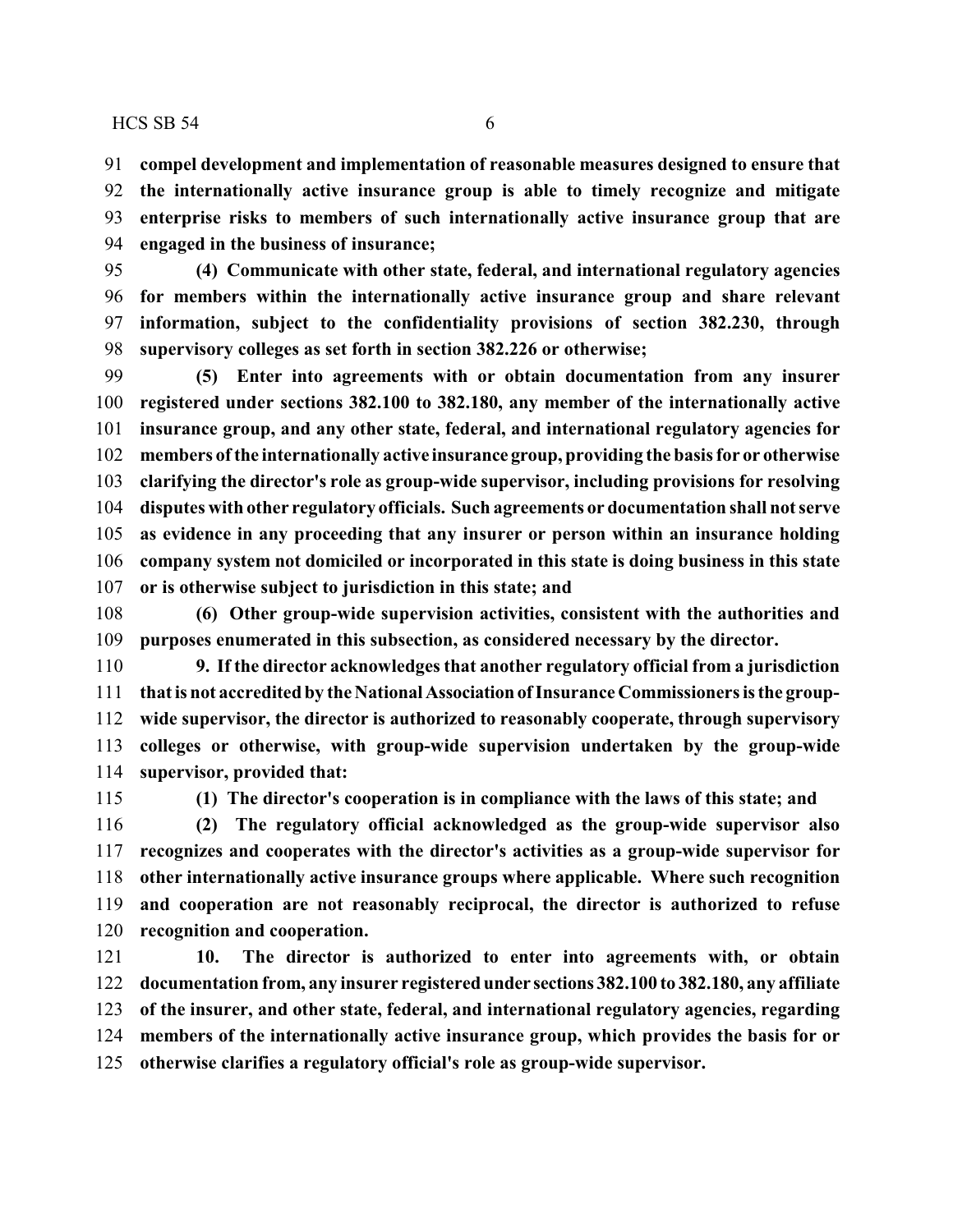**compel development and implementation of reasonable measures designed to ensure that the internationally active insurance group is able to timely recognize and mitigate enterprise risks to members of such internationally active insurance group that are engaged in the business of insurance;**

**(4) Communicate with other state, federal, and international regulatory agencies for members within the internationally active insurance group and share relevant information, subject to the confidentiality provisions of section 382.230, through supervisory colleges as set forth in section 382.226 or otherwise;**

**(5) Enter into agreements with or obtain documentation from any insurer registered under sections 382.100 to 382.180, any member of the internationally active insurance group, and any other state, federal, and international regulatory agencies for members of the internationally active insurance group, providing the basis for or otherwise clarifying the director's role as group-wide supervisor, including provisions for resolving disputes with other regulatory officials. Such agreements or documentation shall not serve as evidence in any proceeding that any insurer or person within an insurance holding company system not domiciled or incorporated in this state is doing business in this state or is otherwise subject to jurisdiction in this state; and**

**(6) Other group-wide supervision activities, consistent with the authorities and purposes enumerated in this subsection, as considered necessary by the director.**

**9. If the director acknowledges that another regulatory official from a jurisdiction that is not accredited by the National Association of Insurance Commissioners is the group-wide supervisor, the director is authorized to reasonably cooperate, through supervisory colleges or otherwise, with group-wide supervision undertaken by the group-wide supervisor, provided that:**

**(1) The director's cooperation is in compliance with the laws of this state; and**

**(2) The regulatory official acknowledged as the group-wide supervisor also recognizes and cooperates with the director's activities as a group-wide supervisor for other internationally active insurance groups where applicable. Where such recognition and cooperation are not reasonably reciprocal, the director is authorized to refuse recognition and cooperation.**

**10. The director is authorized to enter into agreements with, or obtain documentation from, any insurer registered under sections 382.100 to 382.180, any affiliate of the insurer, and other state, federal, and international regulatory agencies, regarding members of the internationally active insurance group, which provides the basis for or otherwise clarifies a regulatory official's role as group-wide supervisor.**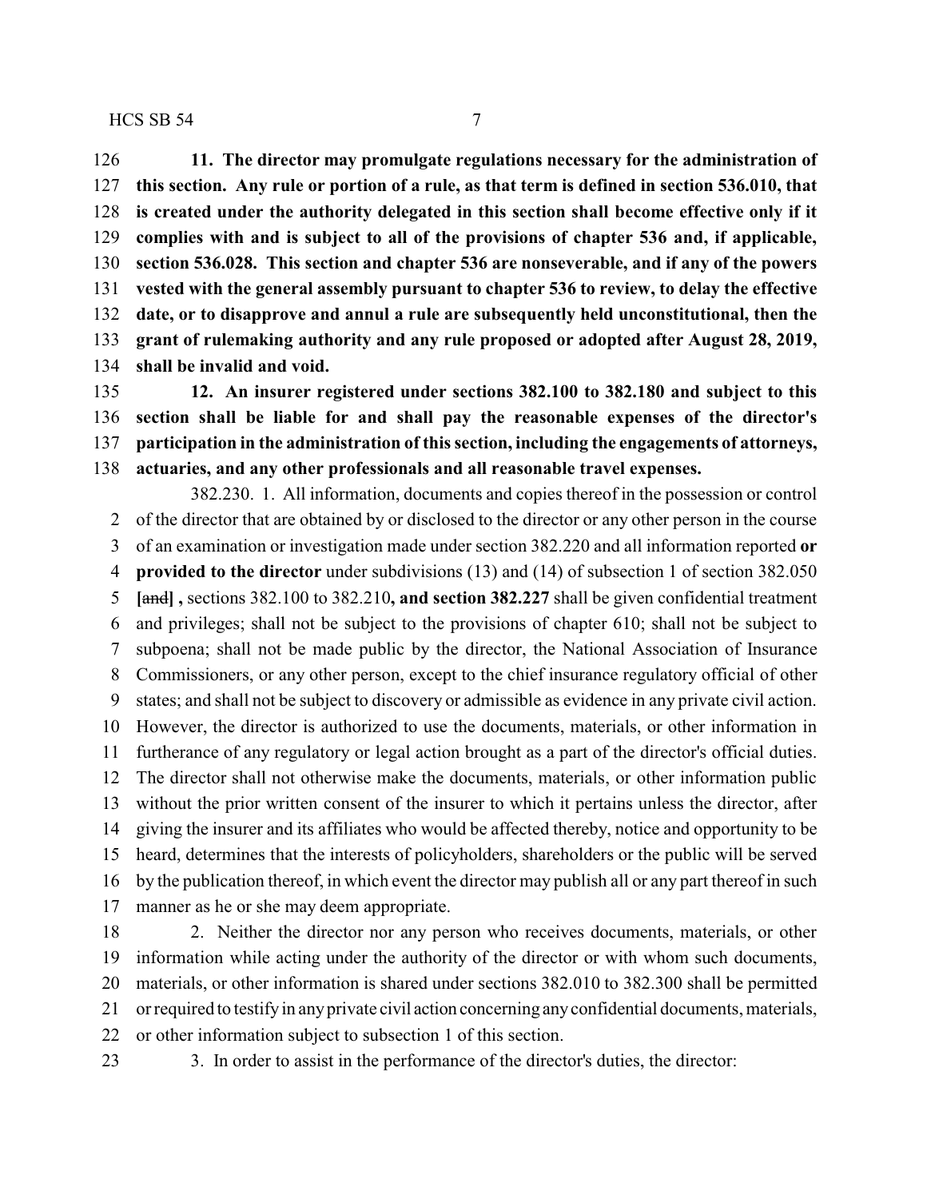**11. The director may promulgate regulations necessary for the administration of this section. Any rule or portion of a rule, as that term is defined in section 536.010, that is created under the authority delegated in this section shall become effective only if it complies with and is subject to all of the provisions of chapter 536 and, if applicable, section 536.028. This section and chapter 536 are nonseverable, and if any of the powers vested with the general assembly pursuant to chapter 536 to review, to delay the effective date, or to disapprove and annul a rule are subsequently held unconstitutional, then the grant of rulemaking authority and any rule proposed or adopted after August 28, 2019, shall be invalid and void.**

**12. An insurer registered under sections 382.100 to 382.180 and subject to this section shall be liable for and shall pay the reasonable expenses of the director's participation in the administration of this section, including the engagements of attorneys, actuaries, and any other professionals and all reasonable travel expenses.**

382.230. 1. All information, documents and copies thereof in the possession or control of the director that are obtained by or disclosed to the director or any other person in the course of an examination or investigation made under section 382.220 and all information reported **or provided to the director** under subdivisions (13) and (14) of subsection 1 of section 382.050 **[**~~and~~**] ,** sections 382.100 to 382.210**, and section 382.227** shall be given confidential treatment and privileges; shall not be subject to the provisions of chapter 610; shall not be subject to subpoena; shall not be made public by the director, the National Association of Insurance Commissioners, or any other person, except to the chief insurance regulatory official of other states; and shall not be subject to discovery or admissible as evidence in any private civil action. However, the director is authorized to use the documents, materials, or other information in furtherance of any regulatory or legal action brought as a part of the director's official duties. The director shall not otherwise make the documents, materials, or other information public without the prior written consent of the insurer to which it pertains unless the director, after giving the insurer and its affiliates who would be affected thereby, notice and opportunity to be heard, determines that the interests of policyholders, shareholders or the public will be served by the publication thereof, in which event the director may publish all or any part thereof in such manner as he or she may deem appropriate.

2. Neither the director nor any person who receives documents, materials, or other information while acting under the authority of the director or with whom such documents, materials, or other information is shared under sections 382.010 to 382.300 shall be permitted or required to testify in any private civil action concerning any confidential documents, materials, or other information subject to subsection 1 of this section.

3. In order to assist in the performance of the director's duties, the director: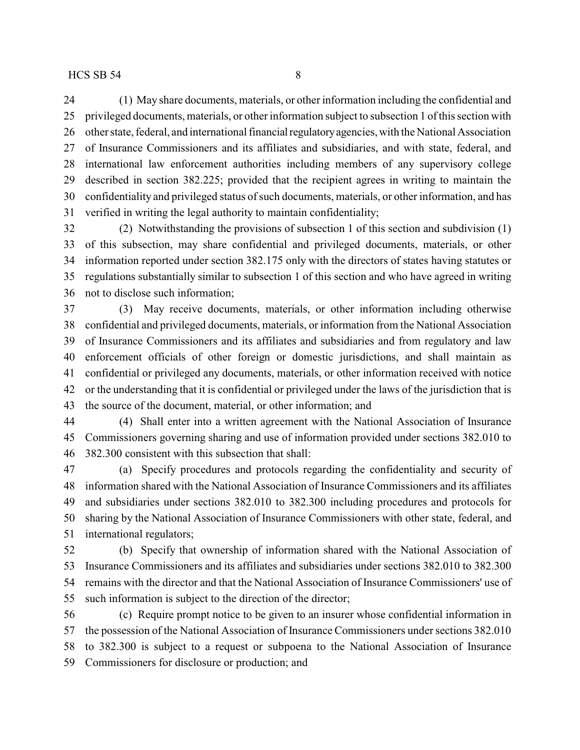(1) May share documents, materials, or other information including the confidential and privileged documents, materials, or other information subject to subsection 1 of this section with other state, federal, and international financial regulatory agencies, with the National Association of Insurance Commissioners and its affiliates and subsidiaries, and with state, federal, and international law enforcement authorities including members of any supervisory college described in section 382.225; provided that the recipient agrees in writing to maintain the confidentiality and privileged status of such documents, materials, or other information, and has verified in writing the legal authority to maintain confidentiality;

(2) Notwithstanding the provisions of subsection 1 of this section and subdivision (1) of this subsection, may share confidential and privileged documents, materials, or other information reported under section 382.175 only with the directors of states having statutes or regulations substantially similar to subsection 1 of this section and who have agreed in writing not to disclose such information;

(3) May receive documents, materials, or other information including otherwise confidential and privileged documents, materials, or information from the National Association of Insurance Commissioners and its affiliates and subsidiaries and from regulatory and law enforcement officials of other foreign or domestic jurisdictions, and shall maintain as confidential or privileged any documents, materials, or other information received with notice or the understanding that it is confidential or privileged under the laws of the jurisdiction that is the source of the document, material, or other information; and

(4) Shall enter into a written agreement with the National Association of Insurance Commissioners governing sharing and use of information provided under sections 382.010 to 382.300 consistent with this subsection that shall:

(a) Specify procedures and protocols regarding the confidentiality and security of information shared with the National Association of Insurance Commissioners and its affiliates and subsidiaries under sections 382.010 to 382.300 including procedures and protocols for sharing by the National Association of Insurance Commissioners with other state, federal, and international regulators;

(b) Specify that ownership of information shared with the National Association of Insurance Commissioners and its affiliates and subsidiaries under sections 382.010 to 382.300 remains with the director and that the National Association of Insurance Commissioners' use of such information is subject to the direction of the director;

(c) Require prompt notice to be given to an insurer whose confidential information in the possession of the National Association of Insurance Commissioners under sections 382.010 to 382.300 is subject to a request or subpoena to the National Association of Insurance Commissioners for disclosure or production; and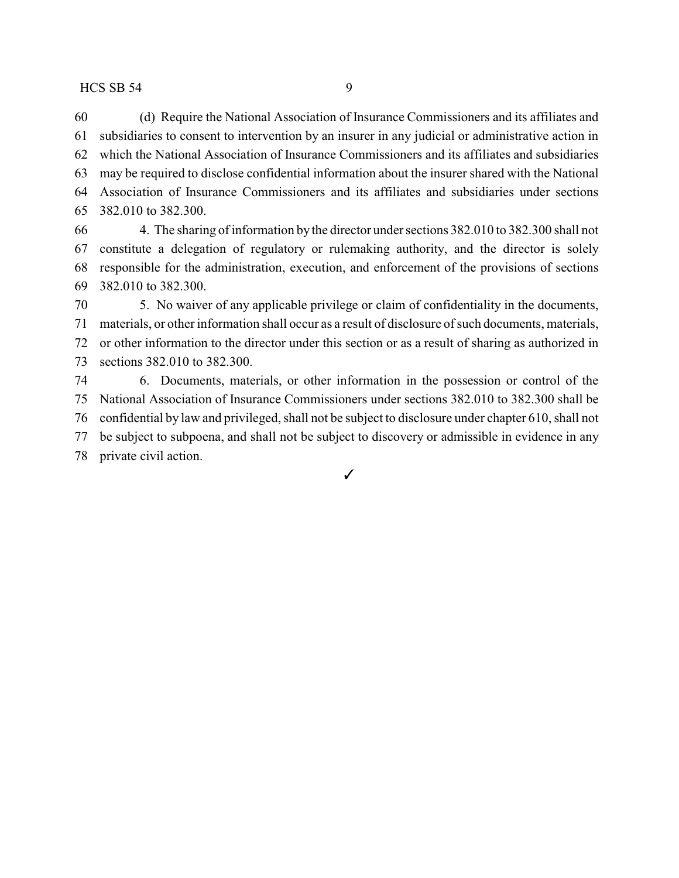(d) Require the National Association of Insurance Commissioners and its affiliates and subsidiaries to consent to intervention by an insurer in any judicial or administrative action in which the National Association of Insurance Commissioners and its affiliates and subsidiaries may be required to disclose confidential information about the insurer shared with the National Association of Insurance Commissioners and its affiliates and subsidiaries under sections 382.010 to 382.300.

4. The sharing of information by the director under sections 382.010 to 382.300 shall not constitute a delegation of regulatory or rulemaking authority, and the director is solely responsible for the administration, execution, and enforcement of the provisions of sections 382.010 to 382.300.

5. No waiver of any applicable privilege or claim of confidentiality in the documents, materials, or other information shall occur as a result of disclosure of such documents, materials, or other information to the director under this section or as a result of sharing as authorized in sections 382.010 to 382.300.

6. Documents, materials, or other information in the possession or control of the National Association of Insurance Commissioners under sections 382.010 to 382.300 shall be confidential by law and privileged, shall not be subject to disclosure under chapter 610, shall not be subject to subpoena, and shall not be subject to discovery or admissible in evidence in any private civil action.

✓